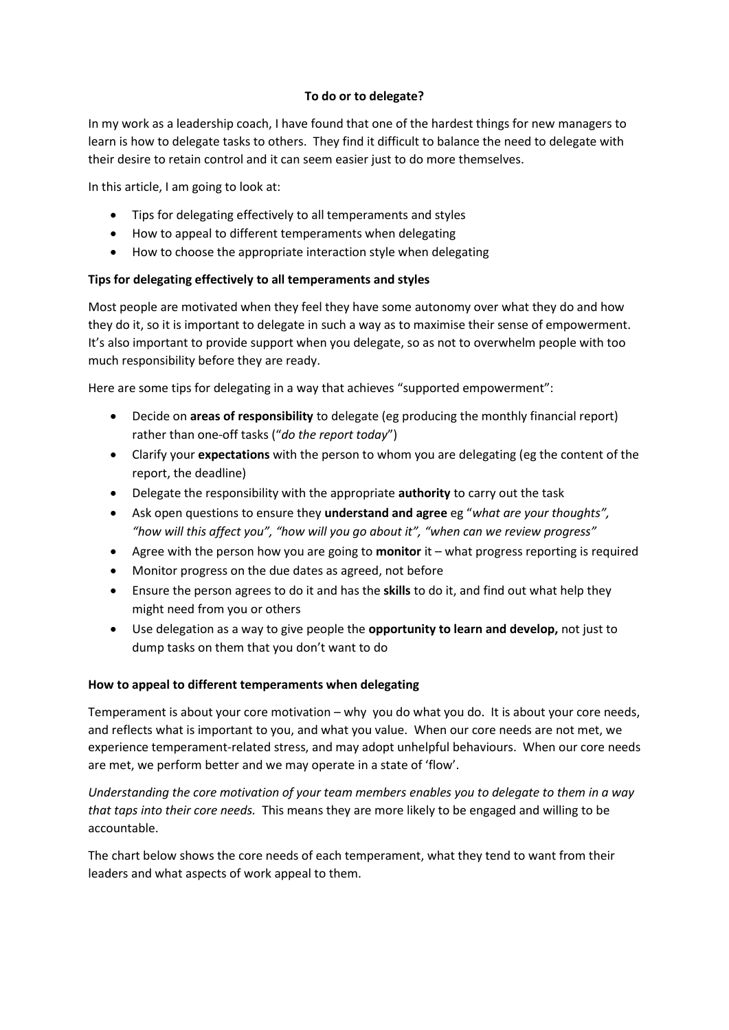**To do or to delegate?**

In my work as a leadership coach, I have found that one of the hardest things for new managers to learn is how to delegate tasks to others. They find it difficult to balance the need to delegate with their desire to retain control and it can seem easier just to do more themselves.

In this article, I am going to look at:

- Tips for delegating effectively to all temperaments and styles
- How to appeal to different temperaments when delegating
- How to choose the appropriate interaction style when delegating

**Tips for delegating effectively to all temperaments and styles**

Most people are motivated when they feel they have some autonomy over what they do and how they do it, so it is important to delegate in such a way as to maximise their sense of empowerment. It's also important to provide support when you delegate, so as not to overwhelm people with too much responsibility before they are ready.

Here are some tips for delegating in a way that achieves "supported empowerment":

- Decide on **areas of responsibility** to delegate (eg producing the monthly financial report) rather than one-off tasks ("*do the report today*")
- Clarify your **expectations** with the person to whom you are delegating (eg the content of the report, the deadline)
- Delegate the responsibility with the appropriate **authority** to carry out the task
- Ask open questions to ensure they **understand and agree** eg "*what are your thoughts", "how will this affect you", "how will you go about it", "when can we review progress"*
- Agree with the person how you are going to **monitor** it – what progress reporting is required
- Monitor progress on the due dates as agreed, not before
- Ensure the person agrees to do it and has the **skills** to do it, and find out what help they might need from you or others
- Use delegation as a way to give people the **opportunity to learn and develop,** not just to dump tasks on them that you don't want to do

**How to appeal to different temperaments when delegating**

Temperament is about your core motivation – why you do what you do. It is about your core needs, and reflects what is important to you, and what you value. When our core needs are not met, we experience temperament-related stress, and may adopt unhelpful behaviours. When our core needs are met, we perform better and we may operate in a state of 'flow'.

*Understanding the core motivation of your team members enables you to delegate to them in a way that taps into their core needs.* This means they are more likely to be engaged and willing to be accountable.

The chart below shows the core needs of each temperament, what they tend to want from their leaders and what aspects of work appeal to them.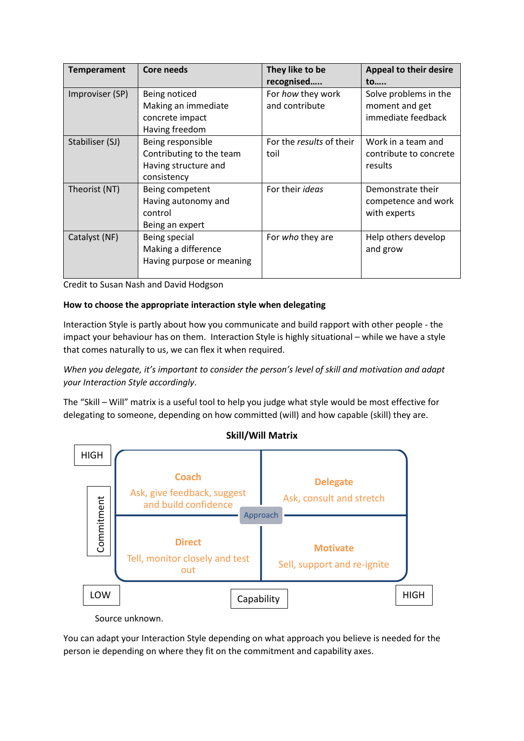| Temperament | Core needs | They like to be recognised….. | Appeal to their desire to….. |
|---|---|---|---|
| Improviser (SP) | Being noticed<br>Making an immediate concrete impact<br>Having freedom | For *how* they work and contribute | Solve problems in the moment and get immediate feedback |
| Stabiliser (SJ) | Being responsible<br>Contributing to the team<br>Having structure and consistency | For the *results* of their toil | Work in a team and contribute to concrete results |
| Theorist (NT) | Being competent<br>Having autonomy and control<br>Being an expert | For their *ideas* | Demonstrate their competence and work with experts |
| Catalyst (NF) | Being special<br>Making a difference<br>Having purpose or meaning | For *who* they are | Help others develop and grow |

Credit to Susan Nash and David Hodgson

**How to choose the appropriate interaction style when delegating**

Interaction Style is partly about how you communicate and build rapport with other people - the impact your behaviour has on them. Interaction Style is highly situational – while we have a style that comes naturally to us, we can flex it when required.

*When you delegate, it's important to consider the person's level of skill and motivation and adapt your Interaction Style accordingly*.

The "Skill – Will" matrix is a useful tool to help you judge what style would be most effective for delegating to someone, depending on how committed (will) and how capable (skill) they are.

**Skill/Will Matrix**

| Commitment \ Capability | LOW | HIGH |
|---|---|---|
| HIGH | **Coach**<br>Ask, give feedback, suggest and build confidence | **Delegate**<br>Ask, consult and stretch |
| LOW | **Direct**<br>Tell, monitor closely and test out | **Motivate**<br>Sell, support and re-ignite |

Approach

Source unknown.

You can adapt your Interaction Style depending on what approach you believe is needed for the person ie depending on where they fit on the commitment and capability axes.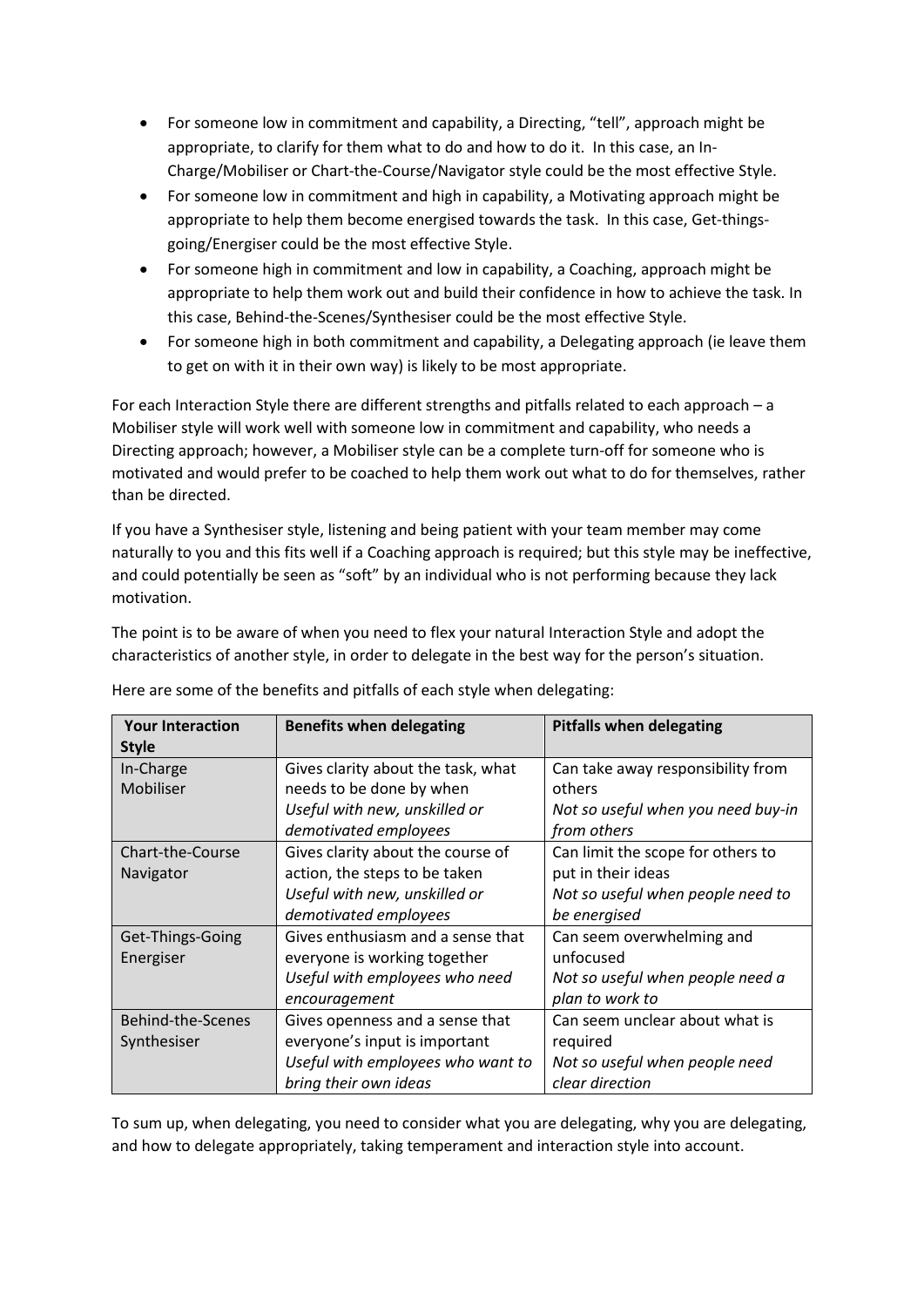- For someone low in commitment and capability, a Directing, "tell", approach might be appropriate, to clarify for them what to do and how to do it. In this case, an In-Charge/Mobiliser or Chart-the-Course/Navigator style could be the most effective Style.
- For someone low in commitment and high in capability, a Motivating approach might be appropriate to help them become energised towards the task. In this case, Get-things-going/Energiser could be the most effective Style.
- For someone high in commitment and low in capability, a Coaching, approach might be appropriate to help them work out and build their confidence in how to achieve the task. In this case, Behind-the-Scenes/Synthesiser could be the most effective Style.
- For someone high in both commitment and capability, a Delegating approach (ie leave them to get on with it in their own way) is likely to be most appropriate.

For each Interaction Style there are different strengths and pitfalls related to each approach – a Mobiliser style will work well with someone low in commitment and capability, who needs a Directing approach; however, a Mobiliser style can be a complete turn-off for someone who is motivated and would prefer to be coached to help them work out what to do for themselves, rather than be directed.

If you have a Synthesiser style, listening and being patient with your team member may come naturally to you and this fits well if a Coaching approach is required; but this style may be ineffective, and could potentially be seen as "soft" by an individual who is not performing because they lack motivation.

The point is to be aware of when you need to flex your natural Interaction Style and adopt the characteristics of another style, in order to delegate in the best way for the person's situation.

Here are some of the benefits and pitfalls of each style when delegating:

| Your Interaction Style | Benefits when delegating | Pitfalls when delegating |
|---|---|---|
| In-Charge<br>Mobiliser | Gives clarity about the task, what needs to be done by when<br>*Useful with new, unskilled or demotivated employees* | Can take away responsibility from others<br>*Not so useful when you need buy-in from others* |
| Chart-the-Course<br>Navigator | Gives clarity about the course of action, the steps to be taken<br>*Useful with new, unskilled or demotivated employees* | Can limit the scope for others to put in their ideas<br>*Not so useful when people need to be energised* |
| Get-Things-Going<br>Energiser | Gives enthusiasm and a sense that everyone is working together<br>*Useful with employees who need encouragement* | Can seem overwhelming and unfocused<br>*Not so useful when people need a plan to work to* |
| Behind-the-Scenes<br>Synthesiser | Gives openness and a sense that everyone's input is important<br>*Useful with employees who want to bring their own ideas* | Can seem unclear about what is required<br>*Not so useful when people need clear direction* |

To sum up, when delegating, you need to consider what you are delegating, why you are delegating, and how to delegate appropriately, taking temperament and interaction style into account.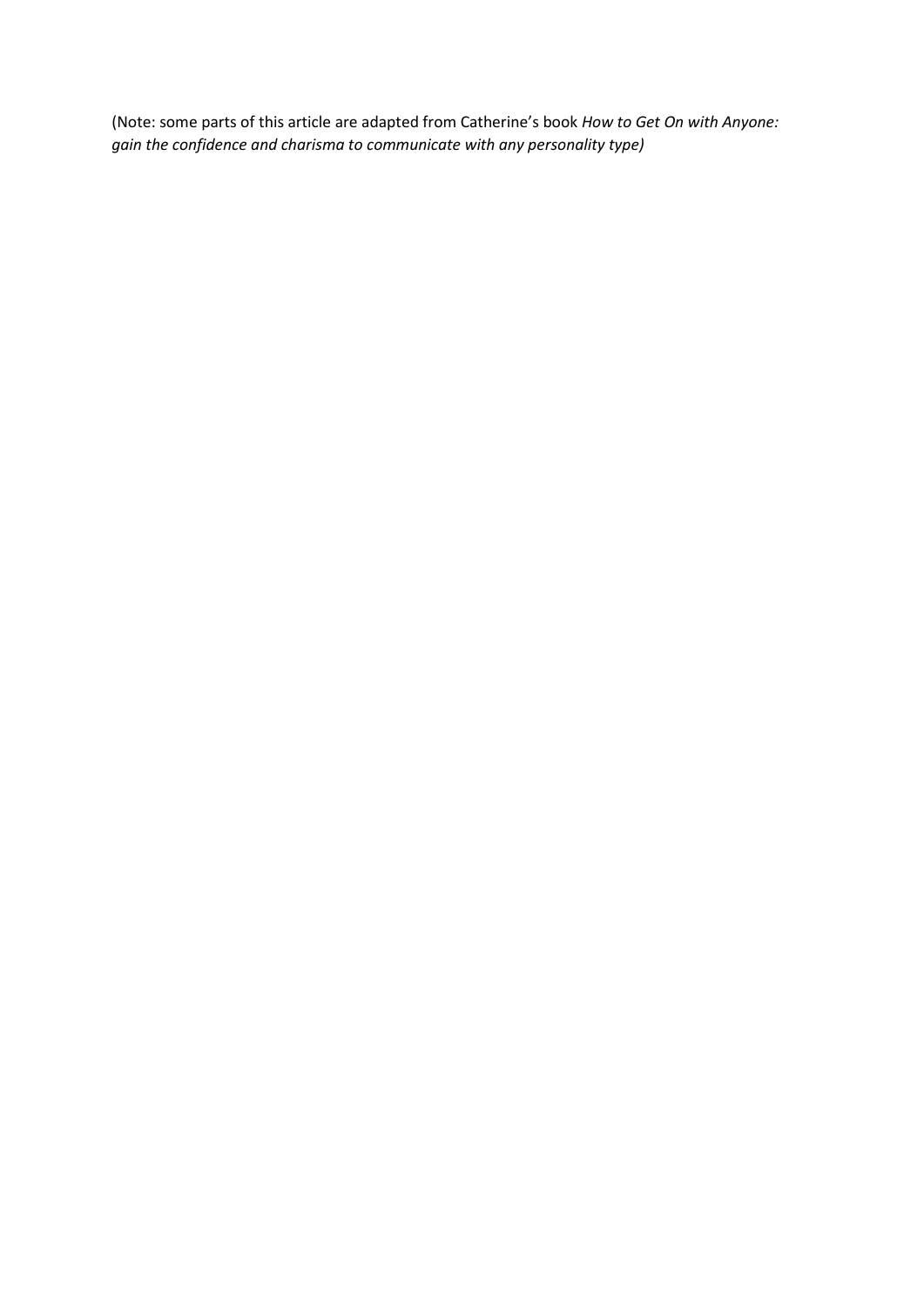(Note: some parts of this article are adapted from Catherine's book *How to Get On with Anyone: gain the confidence and charisma to communicate with any personality type)*